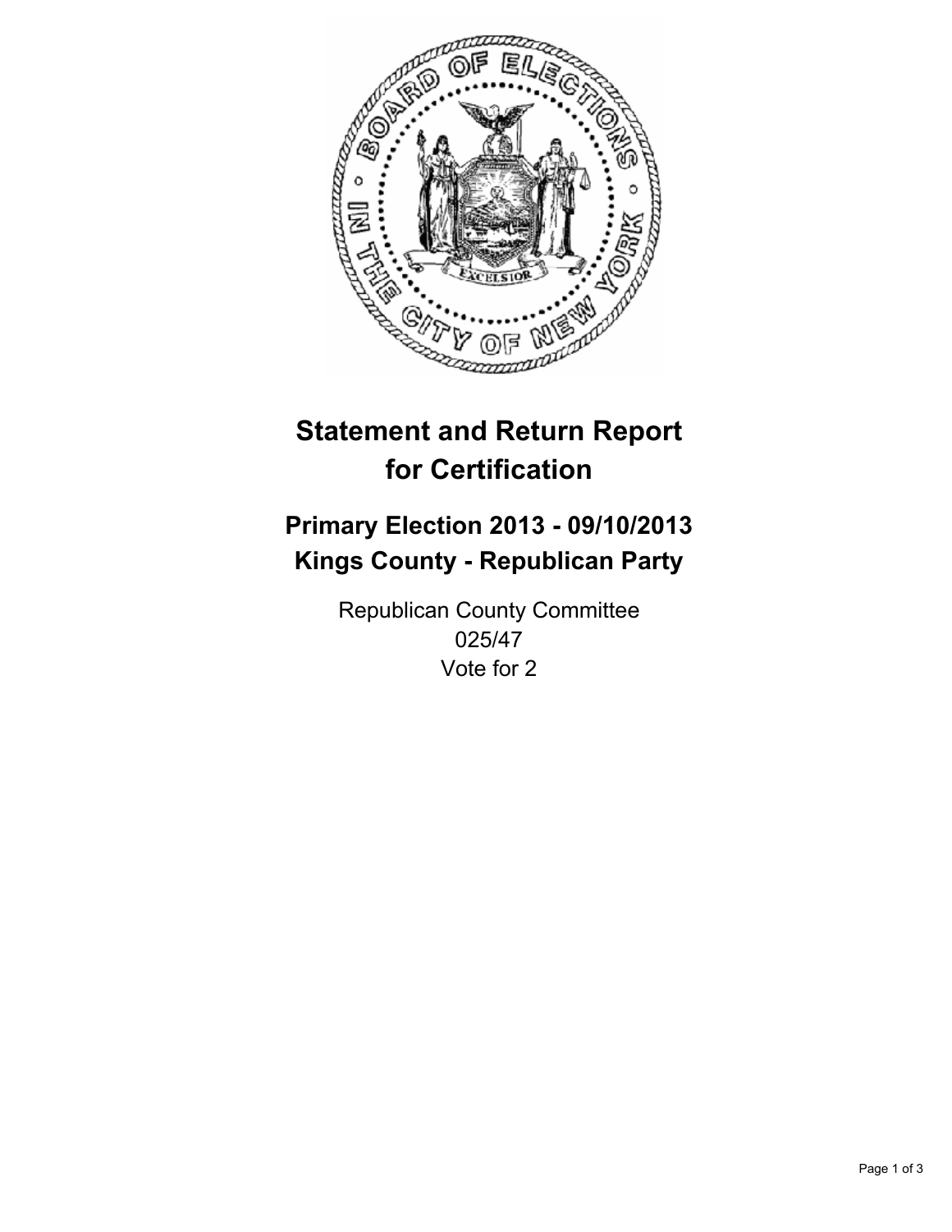# Statement and Return Report for Certification

## Primary Election 2013 - 09/10/2013
## Kings County - Republican Party

Republican County Committee
025/47
Vote for 2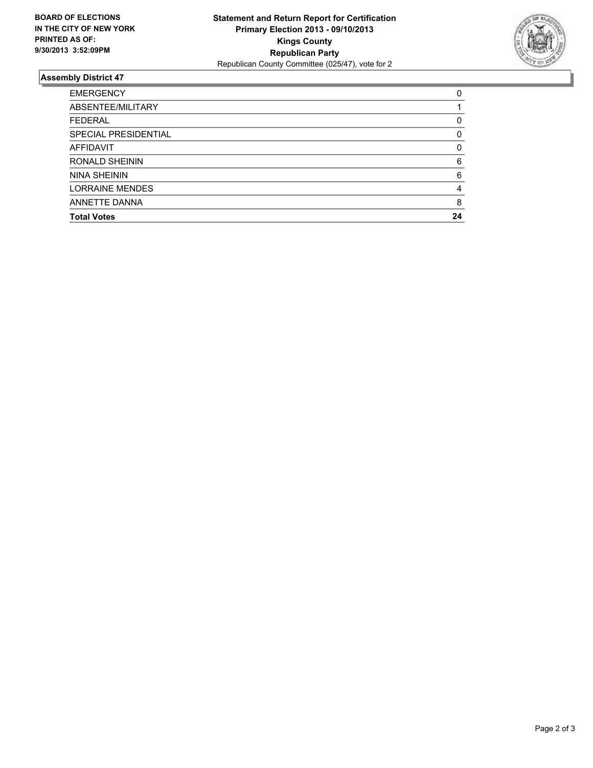**BOARD OF ELECTIONS IN THE CITY OF NEW YORK PRINTED AS OF: 9/30/2013 3:52:09PM**

**Statement and Return Report for Certification**
**Primary Election 2013 - 09/10/2013**
**Kings County**
**Republican Party**
Republican County Committee (025/47), vote for 2

## Assembly District 47

| | |
|---|---|
| EMERGENCY | 0 |
| ABSENTEE/MILITARY | 1 |
| FEDERAL | 0 |
| SPECIAL PRESIDENTIAL | 0 |
| AFFIDAVIT | 0 |
| RONALD SHEININ | 6 |
| NINA SHEININ | 6 |
| LORRAINE MENDES | 4 |
| ANNETTE DANNA | 8 |
| **Total Votes** | **24** |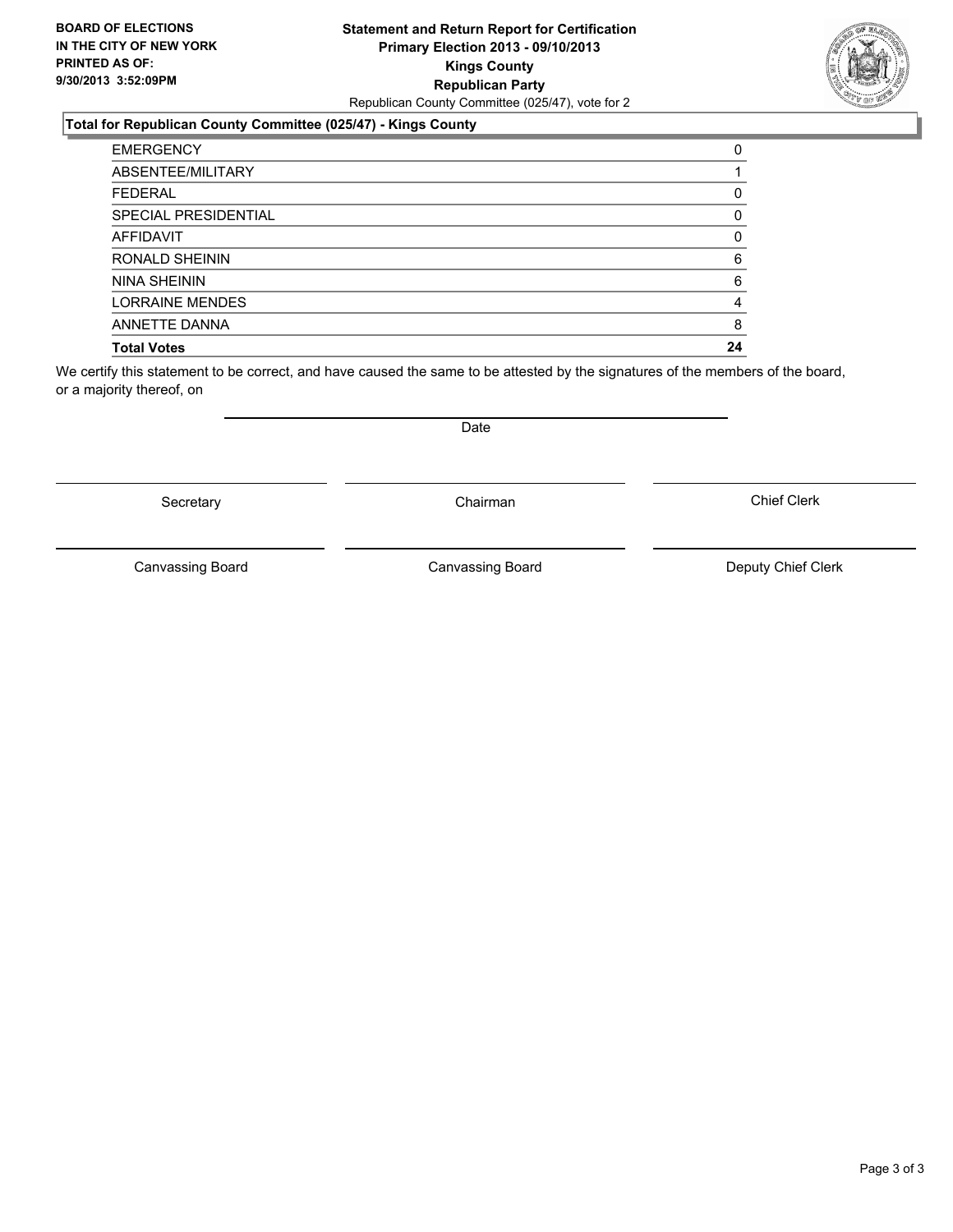**BOARD OF ELECTIONS**
**IN THE CITY OF NEW YORK**
**PRINTED AS OF:**
**9/30/2013 3:52:09PM**

**Statement and Return Report for Certification**
**Primary Election 2013 - 09/10/2013**
**Kings County**
**Republican Party**
Republican County Committee (025/47), vote for 2

### Total for Republican County Committee (025/47) - Kings County

| | |
|---|---|
| EMERGENCY | 0 |
| ABSENTEE/MILITARY | 1 |
| FEDERAL | 0 |
| SPECIAL PRESIDENTIAL | 0 |
| AFFIDAVIT | 0 |
| RONALD SHEININ | 6 |
| NINA SHEININ | 6 |
| LORRAINE MENDES | 4 |
| ANNETTE DANNA | 8 |
| **Total Votes** | **24** |

We certify this statement to be correct, and have caused the same to be attested by the signatures of the members of the board, or a majority thereof, on

Date

Secretary | Chairman | Chief Clerk

Canvassing Board | Canvassing Board | Deputy Chief Clerk